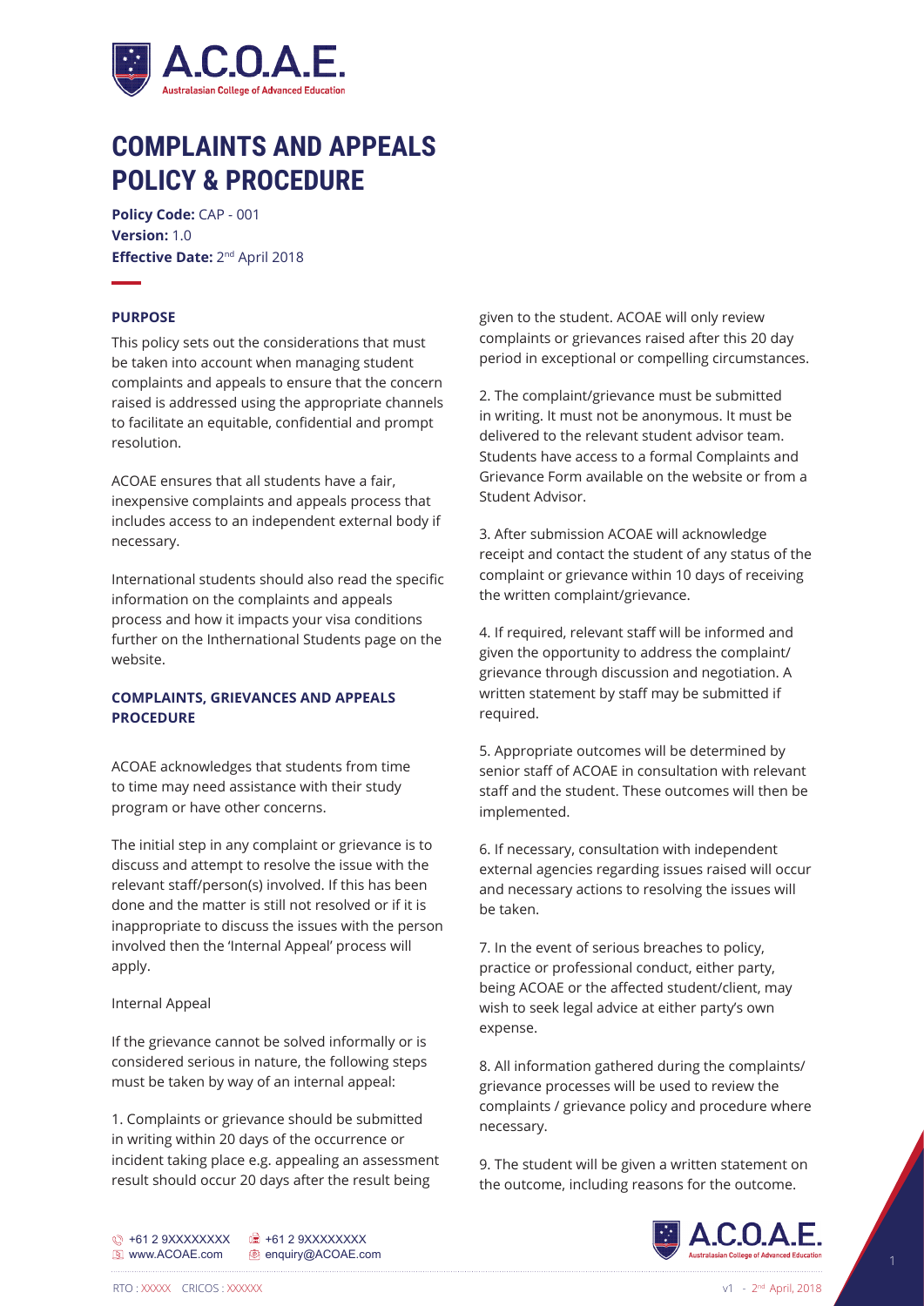# COMPLAINTS AND APPEALS POLICY & PROCEDURE

**Policy Code:** CAP - 001
**Version:** 1.0
**Effective Date:** 2nd April 2018

## PURPOSE

This policy sets out the considerations that must be taken into account when managing student complaints and appeals to ensure that the concern raised is addressed using the appropriate channels to facilitate an equitable, confidential and prompt resolution.

ACOAE ensures that all students have a fair, inexpensive complaints and appeals process that includes access to an independent external body if necessary.

International students should also read the specific information on the complaints and appeals process and how it impacts your visa conditions further on the Inthernational Students page on the website.

## COMPLAINTS, GRIEVANCES AND APPEALS PROCEDURE

ACOAE acknowledges that students from time to time may need assistance with their study program or have other concerns.

The initial step in any complaint or grievance is to discuss and attempt to resolve the issue with the relevant staff/person(s) involved. If this has been done and the matter is still not resolved or if it is inappropriate to discuss the issues with the person involved then the 'Internal Appeal' process will apply.

Internal Appeal

If the grievance cannot be solved informally or is considered serious in nature, the following steps must be taken by way of an internal appeal:

1. Complaints or grievance should be submitted in writing within 20 days of the occurrence or incident taking place e.g. appealing an assessment result should occur 20 days after the result being given to the student. ACOAE will only review complaints or grievances raised after this 20 day period in exceptional or compelling circumstances.

2. The complaint/grievance must be submitted in writing. It must not be anonymous. It must be delivered to the relevant student advisor team. Students have access to a formal Complaints and Grievance Form available on the website or from a Student Advisor.

3. After submission ACOAE will acknowledge receipt and contact the student of any status of the complaint or grievance within 10 days of receiving the written complaint/grievance.

4. If required, relevant staff will be informed and given the opportunity to address the complaint/grievance through discussion and negotiation. A written statement by staff may be submitted if required.

5. Appropriate outcomes will be determined by senior staff of ACOAE in consultation with relevant staff and the student. These outcomes will then be implemented.

6. If necessary, consultation with independent external agencies regarding issues raised will occur and necessary actions to resolving the issues will be taken.

7. In the event of serious breaches to policy, practice or professional conduct, either party, being ACOAE or the affected student/client, may wish to seek legal advice at either party's own expense.

8. All information gathered during the complaints/grievance processes will be used to review the complaints / grievance policy and procedure where necessary.

9. The student will be given a written statement on the outcome, including reasons for the outcome.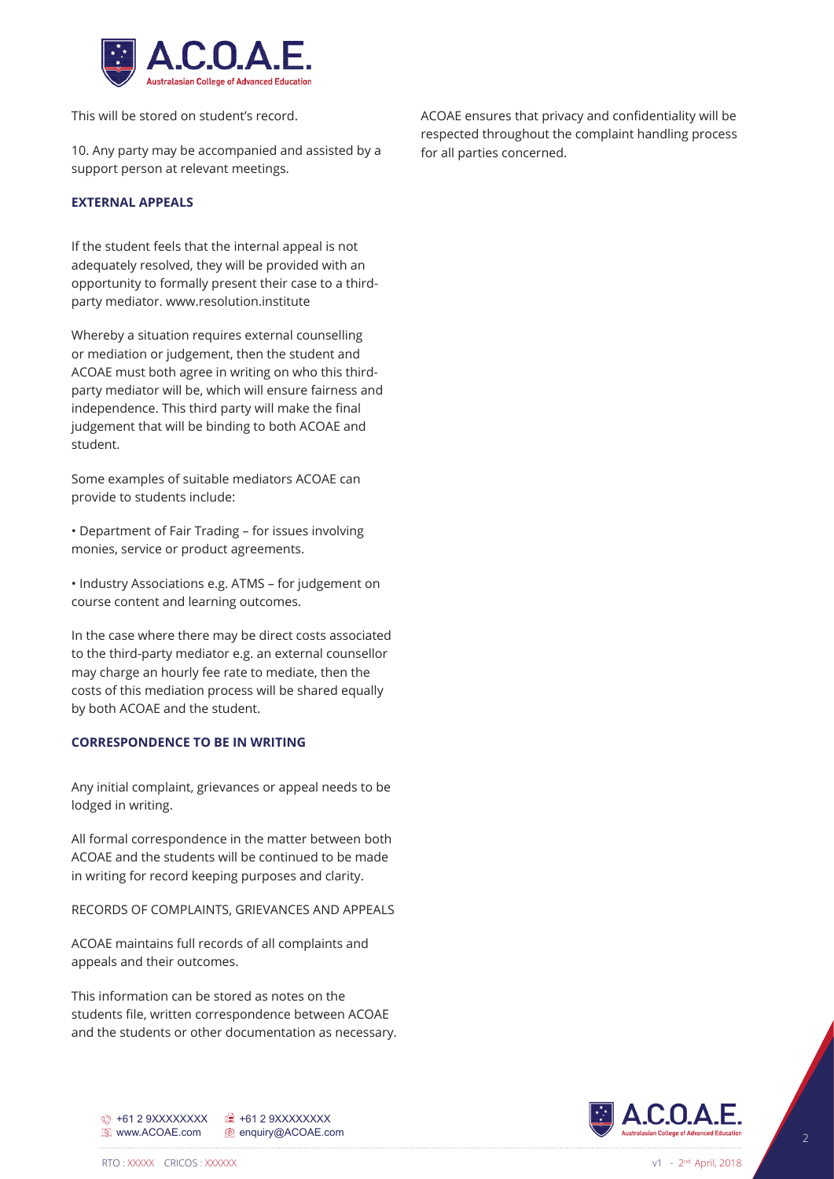This will be stored on student's record.

10. Any party may be accompanied and assisted by a support person at relevant meetings.

### EXTERNAL APPEALS

If the student feels that the internal appeal is not adequately resolved, they will be provided with an opportunity to formally present their case to a third-party mediator. www.resolution.institute

Whereby a situation requires external counselling or mediation or judgement, then the student and ACOAE must both agree in writing on who this third-party mediator will be, which will ensure fairness and independence. This third party will make the final judgement that will be binding to both ACOAE and student.

Some examples of suitable mediators ACOAE can provide to students include:

• Department of Fair Trading – for issues involving monies, service or product agreements.

• Industry Associations e.g. ATMS – for judgement on course content and learning outcomes.

In the case where there may be direct costs associated to the third-party mediator e.g. an external counsellor may charge an hourly fee rate to mediate, then the costs of this mediation process will be shared equally by both ACOAE and the student.

### CORRESPONDENCE TO BE IN WRITING

Any initial complaint, grievances or appeal needs to be lodged in writing.

All formal correspondence in the matter between both ACOAE and the students will be continued to be made in writing for record keeping purposes and clarity.

RECORDS OF COMPLAINTS, GRIEVANCES AND APPEALS

ACOAE maintains full records of all complaints and appeals and their outcomes.

This information can be stored as notes on the students file, written correspondence between ACOAE and the students or other documentation as necessary.

ACOAE ensures that privacy and confidentiality will be respected throughout the complaint handling process for all parties concerned.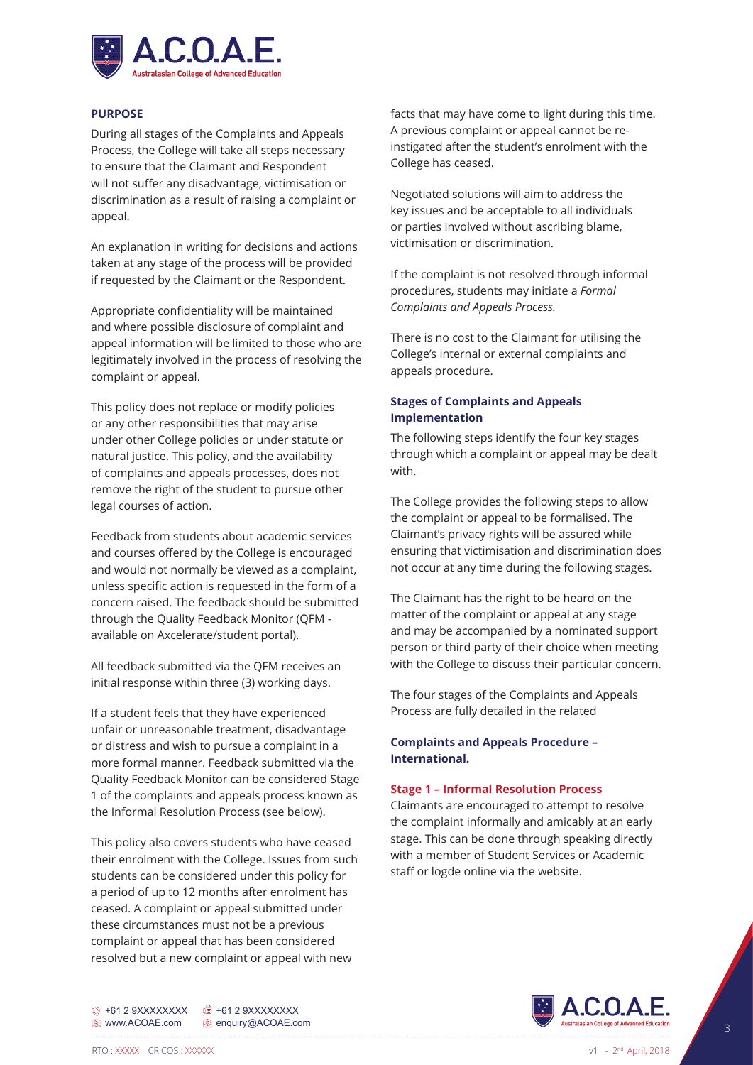## PURPOSE

During all stages of the Complaints and Appeals Process, the College will take all steps necessary to ensure that the Claimant and Respondent will not suffer any disadvantage, victimisation or discrimination as a result of raising a complaint or appeal.

An explanation in writing for decisions and actions taken at any stage of the process will be provided if requested by the Claimant or the Respondent.

Appropriate confidentiality will be maintained and where possible disclosure of complaint and appeal information will be limited to those who are legitimately involved in the process of resolving the complaint or appeal.

This policy does not replace or modify policies or any other responsibilities that may arise under other College policies or under statute or natural justice. This policy, and the availability of complaints and appeals processes, does not remove the right of the student to pursue other legal courses of action.

Feedback from students about academic services and courses offered by the College is encouraged and would not normally be viewed as a complaint, unless specific action is requested in the form of a concern raised. The feedback should be submitted through the Quality Feedback Monitor (QFM - available on Axcelerate/student portal).

All feedback submitted via the QFM receives an initial response within three (3) working days.

If a student feels that they have experienced unfair or unreasonable treatment, disadvantage or distress and wish to pursue a complaint in a more formal manner. Feedback submitted via the Quality Feedback Monitor can be considered Stage 1 of the complaints and appeals process known as the Informal Resolution Process (see below).

This policy also covers students who have ceased their enrolment with the College. Issues from such students can be considered under this policy for a period of up to 12 months after enrolment has ceased. A complaint or appeal submitted under these circumstances must not be a previous complaint or appeal that has been considered resolved but a new complaint or appeal with new facts that may have come to light during this time. A previous complaint or appeal cannot be re-instigated after the student's enrolment with the College has ceased.

Negotiated solutions will aim to address the key issues and be acceptable to all individuals or parties involved without ascribing blame, victimisation or discrimination.

If the complaint is not resolved through informal procedures, students may initiate a *Formal Complaints and Appeals Process.*

There is no cost to the Claimant for utilising the College's internal or external complaints and appeals procedure.

### Stages of Complaints and Appeals Implementation

The following steps identify the four key stages through which a complaint or appeal may be dealt with.

The College provides the following steps to allow the complaint or appeal to be formalised. The Claimant's privacy rights will be assured while ensuring that victimisation and discrimination does not occur at any time during the following stages.

The Claimant has the right to be heard on the matter of the complaint or appeal at any stage and may be accompanied by a nominated support person or third party of their choice when meeting with the College to discuss their particular concern.

The four stages of the Complaints and Appeals Process are fully detailed in the related

### Complaints and Appeals Procedure – International.

#### Stage 1 – Informal Resolution Process

Claimants are encouraged to attempt to resolve the complaint informally and amicably at an early stage. This can be done through speaking directly with a member of Student Services or Academic staff or logde online via the website.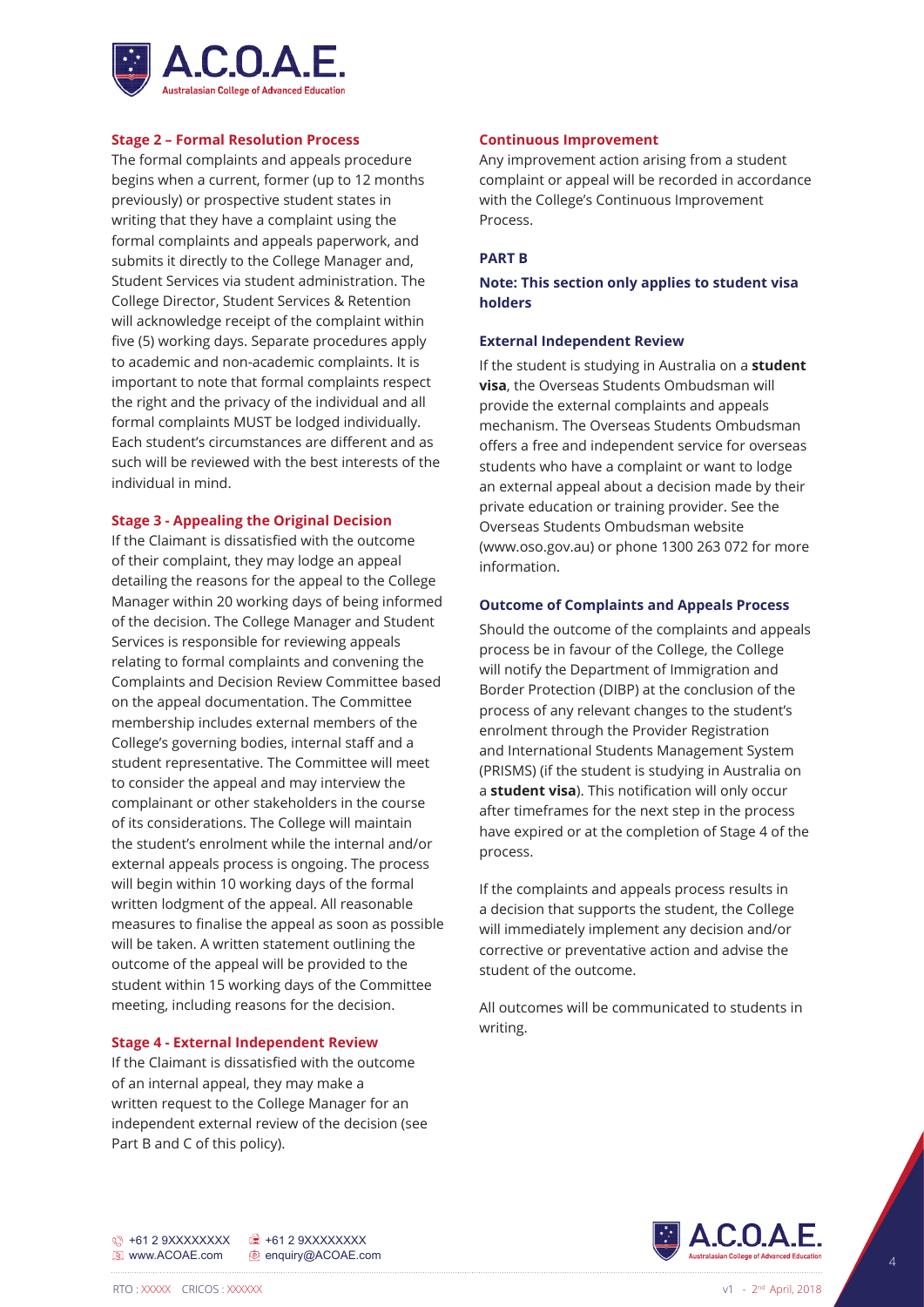### Stage 2 – Formal Resolution Process

The formal complaints and appeals procedure begins when a current, former (up to 12 months previously) or prospective student states in writing that they have a complaint using the formal complaints and appeals paperwork, and submits it directly to the College Manager and, Student Services via student administration. The College Director, Student Services & Retention will acknowledge receipt of the complaint within five (5) working days. Separate procedures apply to academic and non-academic complaints. It is important to note that formal complaints respect the right and the privacy of the individual and all formal complaints MUST be lodged individually. Each student's circumstances are different and as such will be reviewed with the best interests of the individual in mind.

### Stage 3 - Appealing the Original Decision

If the Claimant is dissatisfied with the outcome of their complaint, they may lodge an appeal detailing the reasons for the appeal to the College Manager within 20 working days of being informed of the decision. The College Manager and Student Services is responsible for reviewing appeals relating to formal complaints and convening the Complaints and Decision Review Committee based on the appeal documentation. The Committee membership includes external members of the College's governing bodies, internal staff and a student representative. The Committee will meet to consider the appeal and may interview the complainant or other stakeholders in the course of its considerations. The College will maintain the student's enrolment while the internal and/or external appeals process is ongoing. The process will begin within 10 working days of the formal written lodgment of the appeal. All reasonable measures to finalise the appeal as soon as possible will be taken. A written statement outlining the outcome of the appeal will be provided to the student within 15 working days of the Committee meeting, including reasons for the decision.

### Stage 4 - External Independent Review

If the Claimant is dissatisfied with the outcome of an internal appeal, they may make a written request to the College Manager for an independent external review of the decision (see Part B and C of this policy).

### Continuous Improvement

Any improvement action arising from a student complaint or appeal will be recorded in accordance with the College's Continuous Improvement Process.

## PART B

**Note: This section only applies to student visa holders**

### External Independent Review

If the student is studying in Australia on a **student visa**, the Overseas Students Ombudsman will provide the external complaints and appeals mechanism. The Overseas Students Ombudsman offers a free and independent service for overseas students who have a complaint or want to lodge an external appeal about a decision made by their private education or training provider. See the Overseas Students Ombudsman website (www.oso.gov.au) or phone 1300 263 072 for more information.

### Outcome of Complaints and Appeals Process

Should the outcome of the complaints and appeals process be in favour of the College, the College will notify the Department of Immigration and Border Protection (DIBP) at the conclusion of the process of any relevant changes to the student's enrolment through the Provider Registration and International Students Management System (PRISMS) (if the student is studying in Australia on a **student visa**). This notification will only occur after timeframes for the next step in the process have expired or at the completion of Stage 4 of the process.

If the complaints and appeals process results in a decision that supports the student, the College will immediately implement any decision and/or corrective or preventative action and advise the student of the outcome.

All outcomes will be communicated to students in writing.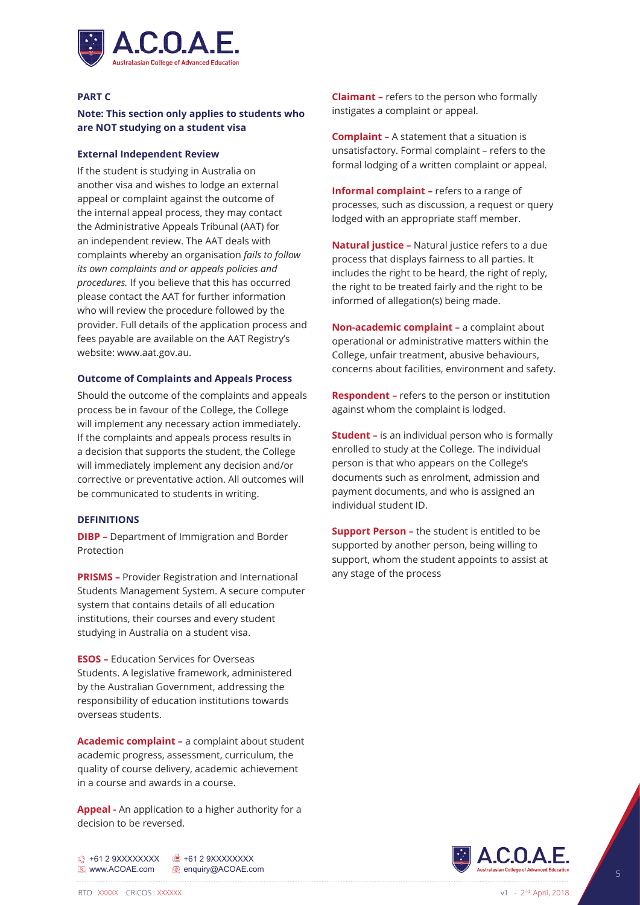## PART C

**Note: This section only applies to students who are NOT studying on a student visa**

### External Independent Review

If the student is studying in Australia on another visa and wishes to lodge an external appeal or complaint against the outcome of the internal appeal process, they may contact the Administrative Appeals Tribunal (AAT) for an independent review. The AAT deals with complaints whereby an organisation *fails to follow its own complaints and or appeals policies and procedures.* If you believe that this has occurred please contact the AAT for further information who will review the procedure followed by the provider. Full details of the application process and fees payable are available on the AAT Registry's website: www.aat.gov.au.

### Outcome of Complaints and Appeals Process

Should the outcome of the complaints and appeals process be in favour of the College, the College will implement any necessary action immediately. If the complaints and appeals process results in a decision that supports the student, the College will immediately implement any decision and/or corrective or preventative action. All outcomes will be communicated to students in writing.

### DEFINITIONS

**DIBP –** Department of Immigration and Border Protection

**PRISMS –** Provider Registration and International Students Management System. A secure computer system that contains details of all education institutions, their courses and every student studying in Australia on a student visa.

**ESOS –** Education Services for Overseas Students. A legislative framework, administered by the Australian Government, addressing the responsibility of education institutions towards overseas students.

**Academic complaint –** a complaint about student academic progress, assessment, curriculum, the quality of course delivery, academic achievement in a course and awards in a course.

**Appeal -** An application to a higher authority for a decision to be reversed.

**Claimant –** refers to the person who formally instigates a complaint or appeal.

**Complaint –** A statement that a situation is unsatisfactory. Formal complaint – refers to the formal lodging of a written complaint or appeal.

**Informal complaint –** refers to a range of processes, such as discussion, a request or query lodged with an appropriate staff member.

**Natural justice –** Natural justice refers to a due process that displays fairness to all parties. It includes the right to be heard, the right of reply, the right to be treated fairly and the right to be informed of allegation(s) being made.

**Non-academic complaint –** a complaint about operational or administrative matters within the College, unfair treatment, abusive behaviours, concerns about facilities, environment and safety.

**Respondent –** refers to the person or institution against whom the complaint is lodged.

**Student –** is an individual person who is formally enrolled to study at the College. The individual person is that who appears on the College's documents such as enrolment, admission and payment documents, and who is assigned an individual student ID.

**Support Person –** the student is entitled to be supported by another person, being willing to support, whom the student appoints to assist at any stage of the process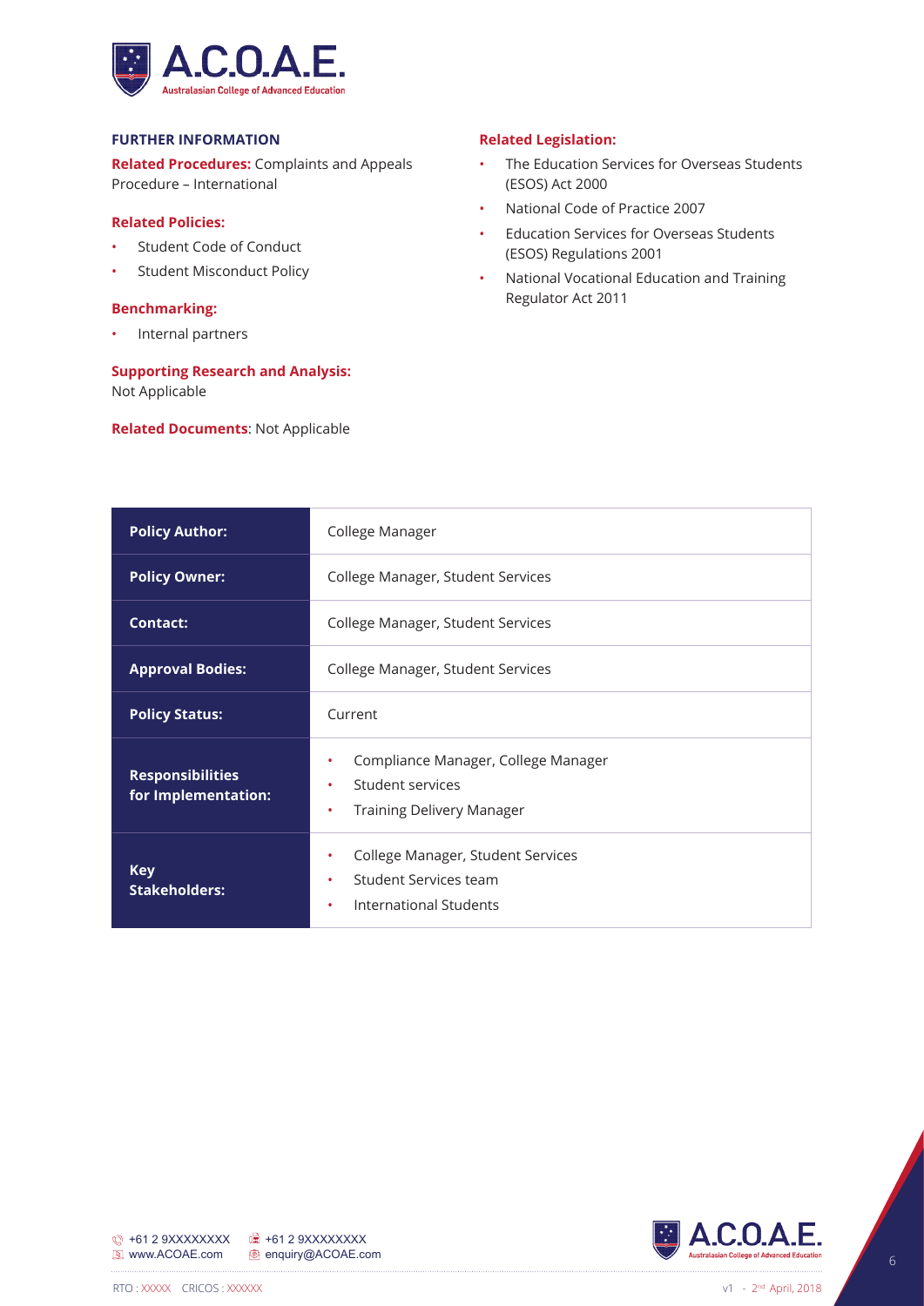## FURTHER INFORMATION

**Related Procedures:** Complaints and Appeals Procedure – International

**Related Policies:**

- Student Code of Conduct
- Student Misconduct Policy

**Benchmarking:**

- Internal partners

**Supporting Research and Analysis:**
Not Applicable

**Related Documents**: Not Applicable

**Related Legislation:**

- The Education Services for Overseas Students (ESOS) Act 2000
- National Code of Practice 2007
- Education Services for Overseas Students (ESOS) Regulations 2001
- National Vocational Education and Training Regulator Act 2011

| | |
|---|---|
| **Policy Author:** | College Manager |
| **Policy Owner:** | College Manager, Student Services |
| **Contact:** | College Manager, Student Services |
| **Approval Bodies:** | College Manager, Student Services |
| **Policy Status:** | Current |
| **Responsibilities for Implementation:** | • Compliance Manager, College Manager<br>• Student services<br>• Training Delivery Manager |
| **Key Stakeholders:** | • College Manager, Student Services<br>• Student Services team<br>• International Students |